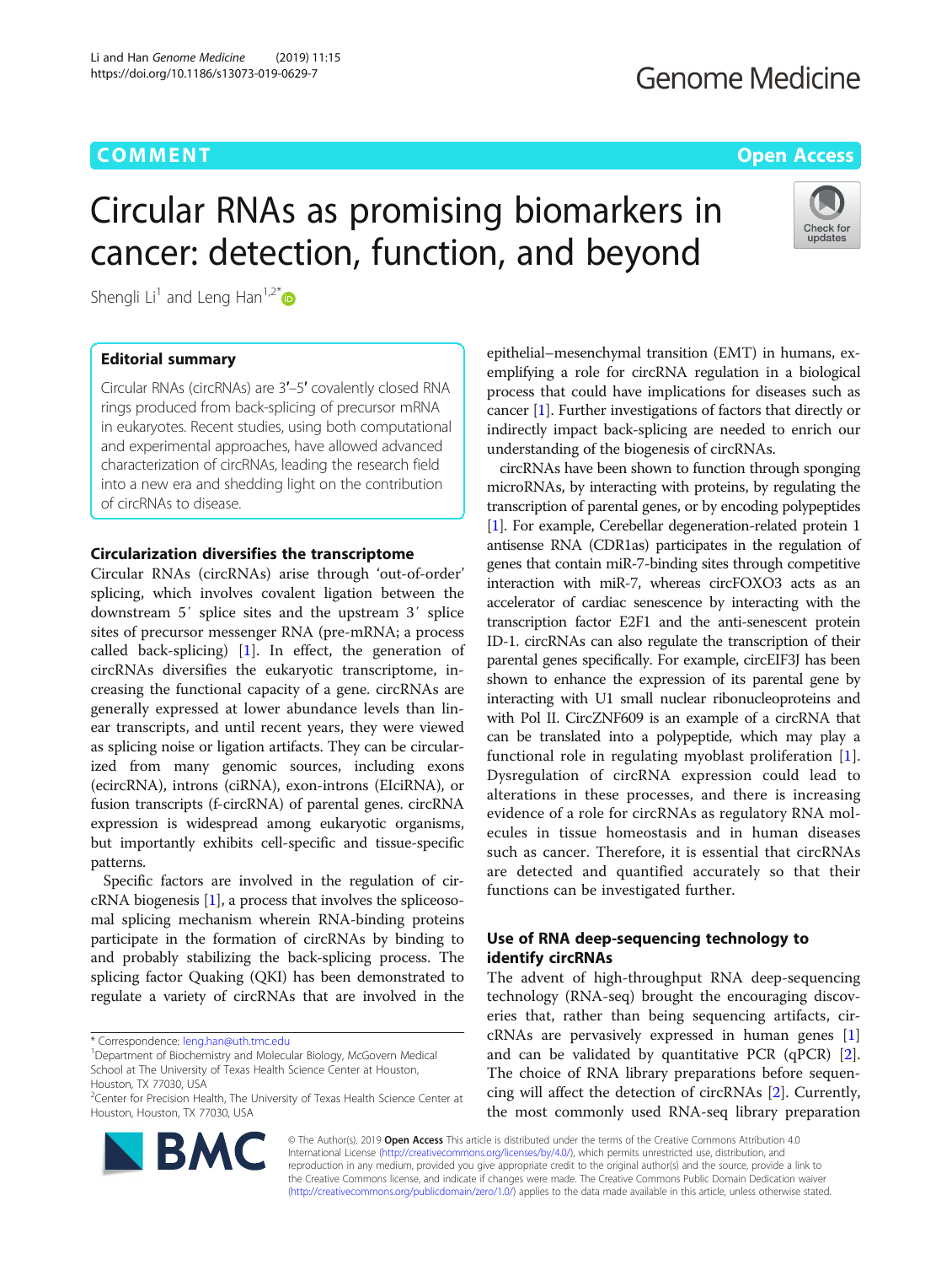COMMENT

Open Access

# Circular RNAs as promising biomarkers in cancer: detection, function, and beyond

Shengli Li[1] and Leng Han[1,2*]

## Editorial summary

Circular RNAs (circRNAs) are 3′–5′ covalently closed RNA rings produced from back-splicing of precursor mRNA in eukaryotes. Recent studies, using both computational and experimental approaches, have allowed advanced characterization of circRNAs, leading the research field into a new era and shedding light on the contribution of circRNAs to disease.

## Circularization diversifies the transcriptome

Circular RNAs (circRNAs) arise through 'out-of-order' splicing, which involves covalent ligation between the downstream 5′ splice sites and the upstream 3′ splice sites of precursor messenger RNA (pre-mRNA; a process called back-splicing) [1]. In effect, the generation of circRNAs diversifies the eukaryotic transcriptome, increasing the functional capacity of a gene. circRNAs are generally expressed at lower abundance levels than linear transcripts, and until recent years, they were viewed as splicing noise or ligation artifacts. They can be circularized from many genomic sources, including exons (ecircRNA), introns (ciRNA), exon-introns (EIciRNA), or fusion transcripts (f-circRNA) of parental genes. circRNA expression is widespread among eukaryotic organisms, but importantly exhibits cell-specific and tissue-specific patterns.

Specific factors are involved in the regulation of circRNA biogenesis [1], a process that involves the spliceosomal splicing mechanism wherein RNA-binding proteins participate in the formation of circRNAs by binding to and probably stabilizing the back-splicing process. The splicing factor Quaking (QKI) has been demonstrated to regulate a variety of circRNAs that are involved in the epithelial–mesenchymal transition (EMT) in humans, exemplifying a role for circRNA regulation in a biological process that could have implications for diseases such as cancer [1]. Further investigations of factors that directly or indirectly impact back-splicing are needed to enrich our understanding of the biogenesis of circRNAs.

circRNAs have been shown to function through sponging microRNAs, by interacting with proteins, by regulating the transcription of parental genes, or by encoding polypeptides [1]. For example, Cerebellar degeneration-related protein 1 antisense RNA (CDR1as) participates in the regulation of genes that contain miR-7-binding sites through competitive interaction with miR-7, whereas circFOXO3 acts as an accelerator of cardiac senescence by interacting with the transcription factor E2F1 and the anti-senescent protein ID-1. circRNAs can also regulate the transcription of their parental genes specifically. For example, circEIF3J has been shown to enhance the expression of its parental gene by interacting with U1 small nuclear ribonucleoproteins and with Pol II. CircZNF609 is an example of a circRNA that can be translated into a polypeptide, which may play a functional role in regulating myoblast proliferation [1]. Dysregulation of circRNA expression could lead to alterations in these processes, and there is increasing evidence of a role for circRNAs as regulatory RNA molecules in tissue homeostasis and in human diseases such as cancer. Therefore, it is essential that circRNAs are detected and quantified accurately so that their functions can be investigated further.

## Use of RNA deep-sequencing technology to identify circRNAs

The advent of high-throughput RNA deep-sequencing technology (RNA-seq) brought the encouraging discoveries that, rather than being sequencing artifacts, circRNAs are pervasively expressed in human genes [1] and can be validated by quantitative PCR (qPCR) [2]. The choice of RNA library preparations before sequencing will affect the detection of circRNAs [2]. Currently, the most commonly used RNA-seq library preparation

\* Correspondence: leng.han@uth.tmc.edu

[1]Department of Biochemistry and Molecular Biology, McGovern Medical School at The University of Texas Health Science Center at Houston, Houston, TX 77030, USA

[2]Center for Precision Health, The University of Texas Health Science Center at Houston, Houston, TX 77030, USA

© The Author(s). 2019 **Open Access** This article is distributed under the terms of the Creative Commons Attribution 4.0 International License (http://creativecommons.org/licenses/by/4.0/), which permits unrestricted use, distribution, and reproduction in any medium, provided you give appropriate credit to the original author(s) and the source, provide a link to the Creative Commons license, and indicate if changes were made. The Creative Commons Public Domain Dedication waiver (http://creativecommons.org/publicdomain/zero/1.0/) applies to the data made available in this article, unless otherwise stated.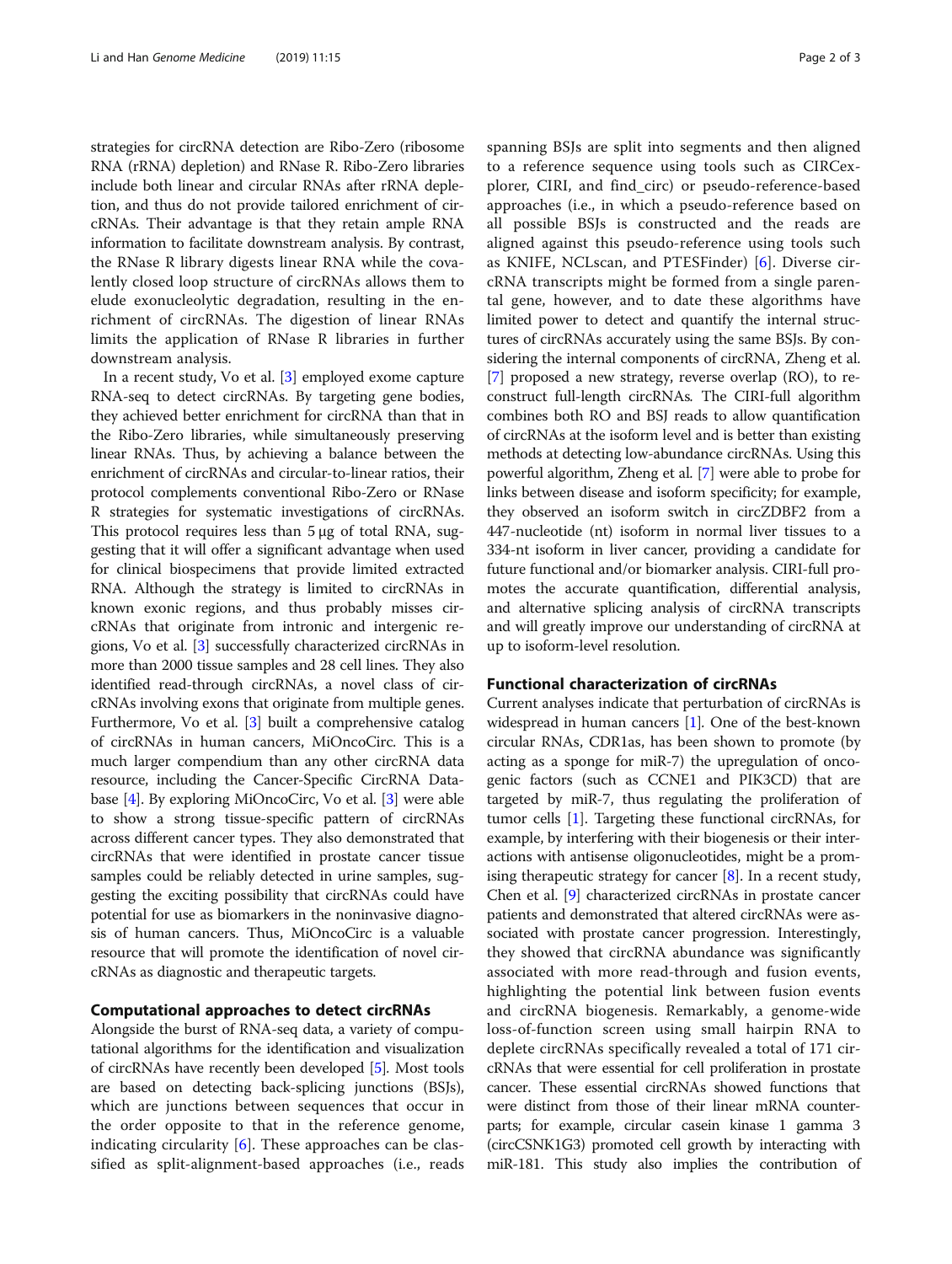strategies for circRNA detection are Ribo-Zero (ribosome RNA (rRNA) depletion) and RNase R. Ribo-Zero libraries include both linear and circular RNAs after rRNA depletion, and thus do not provide tailored enrichment of circRNAs. Their advantage is that they retain ample RNA information to facilitate downstream analysis. By contrast, the RNase R library digests linear RNA while the covalently closed loop structure of circRNAs allows them to elude exonucleolytic degradation, resulting in the enrichment of circRNAs. The digestion of linear RNAs limits the application of RNase R libraries in further downstream analysis.

In a recent study, Vo et al. [3] employed exome capture RNA-seq to detect circRNAs. By targeting gene bodies, they achieved better enrichment for circRNA than that in the Ribo-Zero libraries, while simultaneously preserving linear RNAs. Thus, by achieving a balance between the enrichment of circRNAs and circular-to-linear ratios, their protocol complements conventional Ribo-Zero or RNase R strategies for systematic investigations of circRNAs. This protocol requires less than 5 μg of total RNA, suggesting that it will offer a significant advantage when used for clinical biospecimens that provide limited extracted RNA. Although the strategy is limited to circRNAs in known exonic regions, and thus probably misses circRNAs that originate from intronic and intergenic regions, Vo et al. [3] successfully characterized circRNAs in more than 2000 tissue samples and 28 cell lines. They also identified read-through circRNAs, a novel class of circRNAs involving exons that originate from multiple genes. Furthermore, Vo et al. [3] built a comprehensive catalog of circRNAs in human cancers, MiOncoCirc. This is a much larger compendium than any other circRNA data resource, including the Cancer-Specific CircRNA Database [4]. By exploring MiOncoCirc, Vo et al. [3] were able to show a strong tissue-specific pattern of circRNAs across different cancer types. They also demonstrated that circRNAs that were identified in prostate cancer tissue samples could be reliably detected in urine samples, suggesting the exciting possibility that circRNAs could have potential for use as biomarkers in the noninvasive diagnosis of human cancers. Thus, MiOncoCirc is a valuable resource that will promote the identification of novel circRNAs as diagnostic and therapeutic targets.

## Computational approaches to detect circRNAs

Alongside the burst of RNA-seq data, a variety of computational algorithms for the identification and visualization of circRNAs have recently been developed [5]. Most tools are based on detecting back-splicing junctions (BSJs), which are junctions between sequences that occur in the order opposite to that in the reference genome, indicating circularity [6]. These approaches can be classified as split-alignment-based approaches (i.e., reads spanning BSJs are split into segments and then aligned to a reference sequence using tools such as CIRCexplorer, CIRI, and find_circ) or pseudo-reference-based approaches (i.e., in which a pseudo-reference based on all possible BSJs is constructed and the reads are aligned against this pseudo-reference using tools such as KNIFE, NCLscan, and PTESFinder) [6]. Diverse circRNA transcripts might be formed from a single parental gene, however, and to date these algorithms have limited power to detect and quantify the internal structures of circRNAs accurately using the same BSJs. By considering the internal components of circRNA, Zheng et al. [7] proposed a new strategy, reverse overlap (RO), to reconstruct full-length circRNAs. The CIRI-full algorithm combines both RO and BSJ reads to allow quantification of circRNAs at the isoform level and is better than existing methods at detecting low-abundance circRNAs. Using this powerful algorithm, Zheng et al. [7] were able to probe for links between disease and isoform specificity; for example, they observed an isoform switch in circZDBF2 from a 447-nucleotide (nt) isoform in normal liver tissues to a 334-nt isoform in liver cancer, providing a candidate for future functional and/or biomarker analysis. CIRI-full promotes the accurate quantification, differential analysis, and alternative splicing analysis of circRNA transcripts and will greatly improve our understanding of circRNA at up to isoform-level resolution.

## Functional characterization of circRNAs

Current analyses indicate that perturbation of circRNAs is widespread in human cancers [1]. One of the best-known circular RNAs, CDR1as, has been shown to promote (by acting as a sponge for miR-7) the upregulation of oncogenic factors (such as CCNE1 and PIK3CD) that are targeted by miR-7, thus regulating the proliferation of tumor cells [1]. Targeting these functional circRNAs, for example, by interfering with their biogenesis or their interactions with antisense oligonucleotides, might be a promising therapeutic strategy for cancer [8]. In a recent study, Chen et al. [9] characterized circRNAs in prostate cancer patients and demonstrated that altered circRNAs were associated with prostate cancer progression. Interestingly, they showed that circRNA abundance was significantly associated with more read-through and fusion events, highlighting the potential link between fusion events and circRNA biogenesis. Remarkably, a genome-wide loss-of-function screen using small hairpin RNA to deplete circRNAs specifically revealed a total of 171 circRNAs that were essential for cell proliferation in prostate cancer. These essential circRNAs showed functions that were distinct from those of their linear mRNA counterparts; for example, circular casein kinase 1 gamma 3 (circCSNK1G3) promoted cell growth by interacting with miR-181. This study also implies the contribution of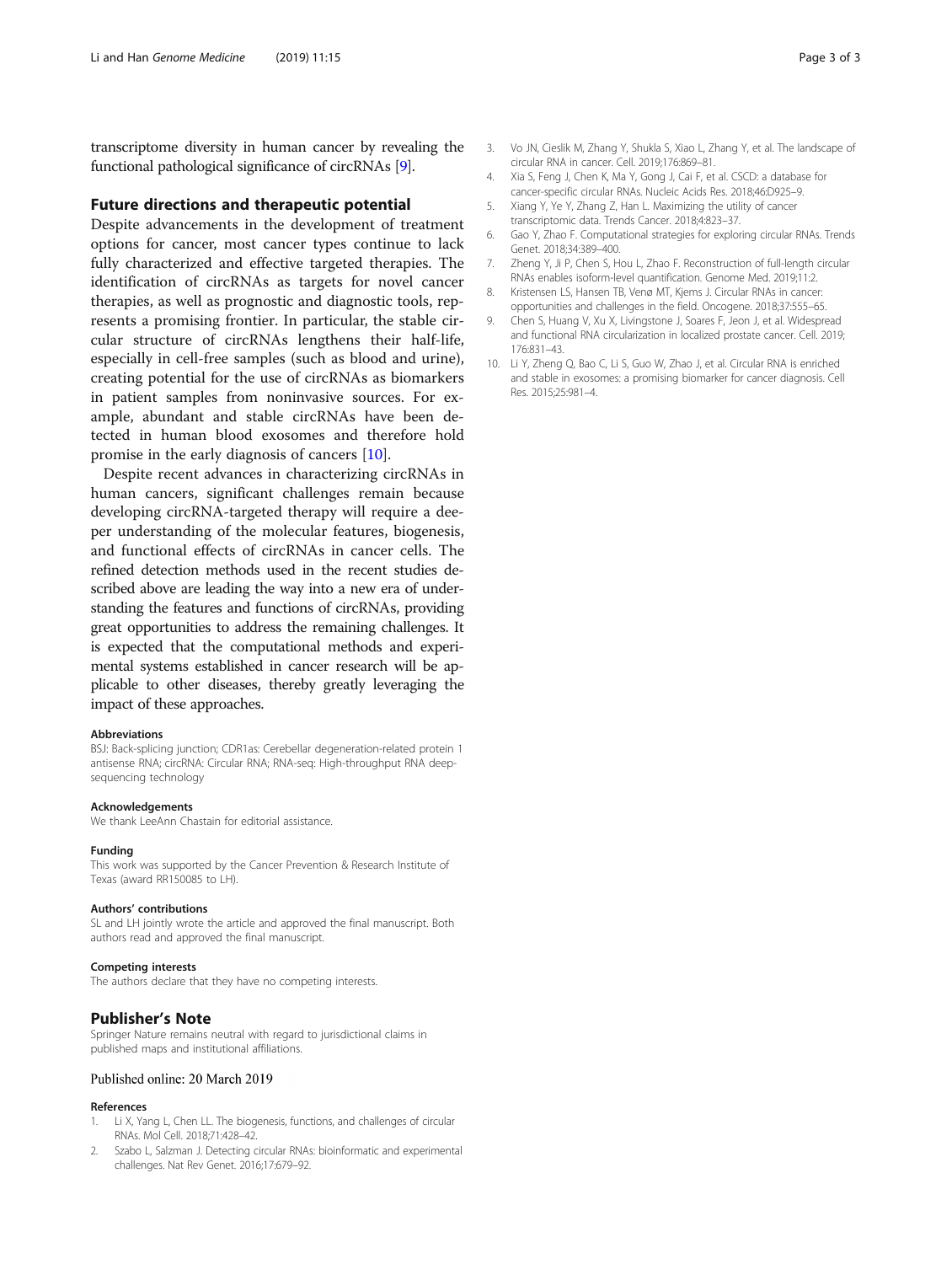transcriptome diversity in human cancer by revealing the functional pathological significance of circRNAs [9].

## Future directions and therapeutic potential

Despite advancements in the development of treatment options for cancer, most cancer types continue to lack fully characterized and effective targeted therapies. The identification of circRNAs as targets for novel cancer therapies, as well as prognostic and diagnostic tools, represents a promising frontier. In particular, the stable circular structure of circRNAs lengthens their half-life, especially in cell-free samples (such as blood and urine), creating potential for the use of circRNAs as biomarkers in patient samples from noninvasive sources. For example, abundant and stable circRNAs have been detected in human blood exosomes and therefore hold promise in the early diagnosis of cancers [10].

Despite recent advances in characterizing circRNAs in human cancers, significant challenges remain because developing circRNA-targeted therapy will require a deeper understanding of the molecular features, biogenesis, and functional effects of circRNAs in cancer cells. The refined detection methods used in the recent studies described above are leading the way into a new era of understanding the features and functions of circRNAs, providing great opportunities to address the remaining challenges. It is expected that the computational methods and experimental systems established in cancer research will be applicable to other diseases, thereby greatly leveraging the impact of these approaches.

#### Abbreviations

BSJ: Back-splicing junction; CDR1as: Cerebellar degeneration-related protein 1 antisense RNA; circRNA: Circular RNA; RNA-seq: High-throughput RNA deep-sequencing technology

#### Acknowledgements

We thank LeeAnn Chastain for editorial assistance.

#### Funding

This work was supported by the Cancer Prevention & Research Institute of Texas (award RR150085 to LH).

#### Authors' contributions

SL and LH jointly wrote the article and approved the final manuscript. Both authors read and approved the final manuscript.

#### Competing interests

The authors declare that they have no competing interests.

### Publisher's Note

Springer Nature remains neutral with regard to jurisdictional claims in published maps and institutional affiliations.

Published online: 20 March 2019

#### References

1. Li X, Yang L, Chen LL. The biogenesis, functions, and challenges of circular RNAs. Mol Cell. 2018;71:428–42.
2. Szabo L, Salzman J. Detecting circular RNAs: bioinformatic and experimental challenges. Nat Rev Genet. 2016;17:679–92.
3. Vo JN, Cieslik M, Zhang Y, Shukla S, Xiao L, Zhang Y, et al. The landscape of circular RNA in cancer. Cell. 2019;176:869–81.
4. Xia S, Feng J, Chen K, Ma Y, Gong J, Cai F, et al. CSCD: a database for cancer-specific circular RNAs. Nucleic Acids Res. 2018;46:D925–9.
5. Xiang Y, Ye Y, Zhang Z, Han L. Maximizing the utility of cancer transcriptomic data. Trends Cancer. 2018;4:823–37.
6. Gao Y, Zhao F. Computational strategies for exploring circular RNAs. Trends Genet. 2018;34:389–400.
7. Zheng Y, Ji P, Chen S, Hou L, Zhao F. Reconstruction of full-length circular RNAs enables isoform-level quantification. Genome Med. 2019;11:2.
8. Kristensen LS, Hansen TB, Venø MT, Kjems J. Circular RNAs in cancer: opportunities and challenges in the field. Oncogene. 2018;37:555–65.
9. Chen S, Huang V, Xu X, Livingstone J, Soares F, Jeon J, et al. Widespread and functional RNA circularization in localized prostate cancer. Cell. 2019; 176:831–43.
10. Li Y, Zheng Q, Bao C, Li S, Guo W, Zhao J, et al. Circular RNA is enriched and stable in exosomes: a promising biomarker for cancer diagnosis. Cell Res. 2015;25:981–4.